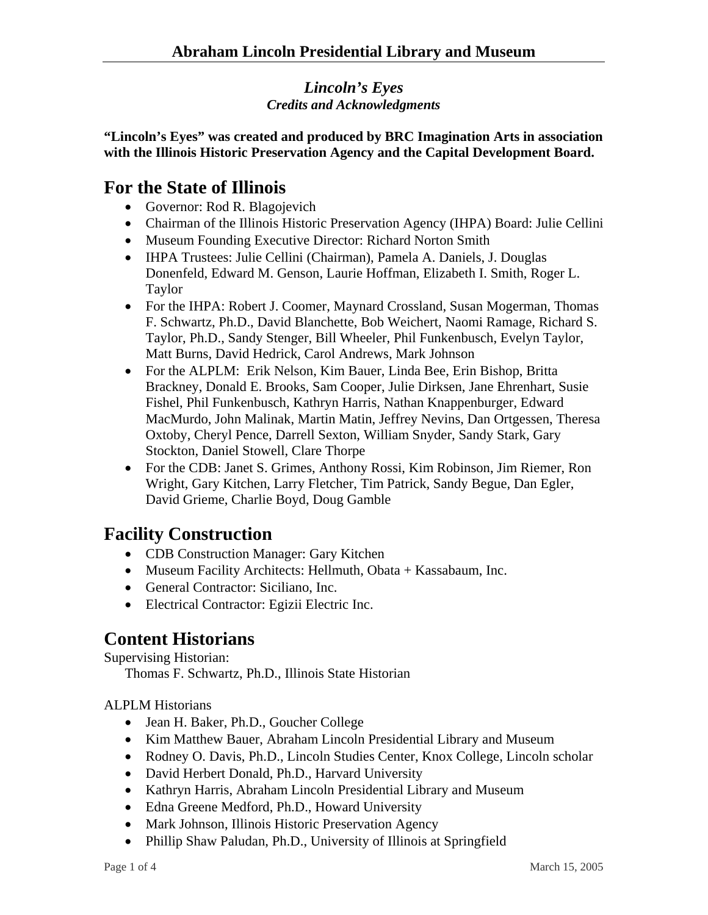*Lincoln's Eyes*
***Credits and Acknowledgments***

**"Lincoln's Eyes" was created and produced by BRC Imagination Arts in association with the Illinois Historic Preservation Agency and the Capital Development Board.**

## For the State of Illinois

- Governor: Rod R. Blagojevich
- Chairman of the Illinois Historic Preservation Agency (IHPA) Board: Julie Cellini
- Museum Founding Executive Director: Richard Norton Smith
- IHPA Trustees: Julie Cellini (Chairman), Pamela A. Daniels, J. Douglas Donenfeld, Edward M. Genson, Laurie Hoffman, Elizabeth I. Smith, Roger L. Taylor
- For the IHPA: Robert J. Coomer, Maynard Crossland, Susan Mogerman, Thomas F. Schwartz, Ph.D., David Blanchette, Bob Weichert, Naomi Ramage, Richard S. Taylor, Ph.D., Sandy Stenger, Bill Wheeler, Phil Funkenbusch, Evelyn Taylor, Matt Burns, David Hedrick, Carol Andrews, Mark Johnson
- For the ALPLM: Erik Nelson, Kim Bauer, Linda Bee, Erin Bishop, Britta Brackney, Donald E. Brooks, Sam Cooper, Julie Dirksen, Jane Ehrenhart, Susie Fishel, Phil Funkenbusch, Kathryn Harris, Nathan Knappenburger, Edward MacMurdo, John Malinak, Martin Matin, Jeffrey Nevins, Dan Ortgessen, Theresa Oxtoby, Cheryl Pence, Darrell Sexton, William Snyder, Sandy Stark, Gary Stockton, Daniel Stowell, Clare Thorpe
- For the CDB: Janet S. Grimes, Anthony Rossi, Kim Robinson, Jim Riemer, Ron Wright, Gary Kitchen, Larry Fletcher, Tim Patrick, Sandy Begue, Dan Egler, David Grieme, Charlie Boyd, Doug Gamble

## Facility Construction

- CDB Construction Manager: Gary Kitchen
- Museum Facility Architects: Hellmuth, Obata + Kassabaum, Inc.
- General Contractor: Siciliano, Inc.
- Electrical Contractor: Egizii Electric Inc.

## Content Historians

Supervising Historian:

Thomas F. Schwartz, Ph.D., Illinois State Historian

ALPLM Historians

- Jean H. Baker, Ph.D., Goucher College
- Kim Matthew Bauer, Abraham Lincoln Presidential Library and Museum
- Rodney O. Davis, Ph.D., Lincoln Studies Center, Knox College, Lincoln scholar
- David Herbert Donald, Ph.D., Harvard University
- Kathryn Harris, Abraham Lincoln Presidential Library and Museum
- Edna Greene Medford, Ph.D., Howard University
- Mark Johnson, Illinois Historic Preservation Agency
- Phillip Shaw Paludan, Ph.D., University of Illinois at Springfield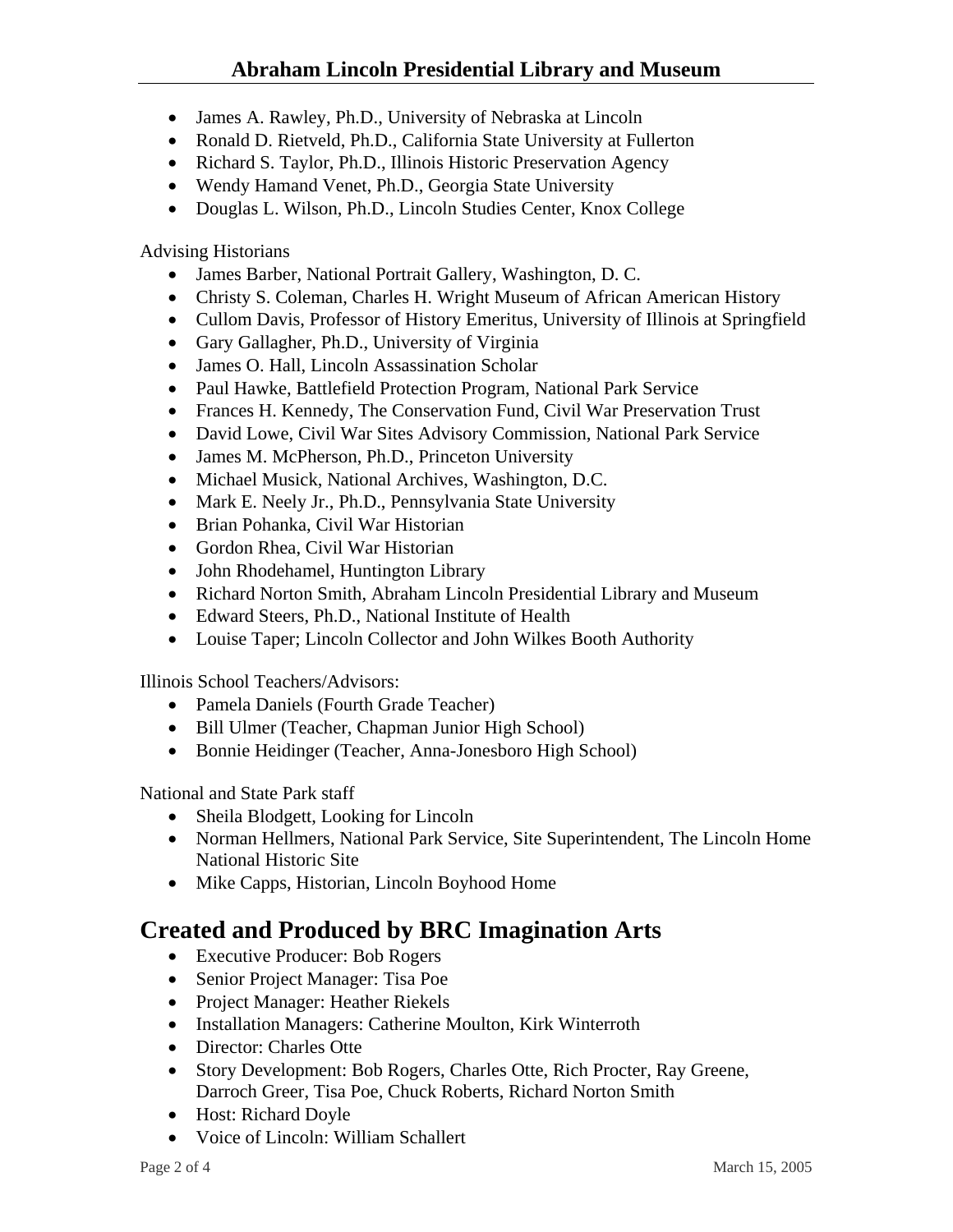- James A. Rawley, Ph.D., University of Nebraska at Lincoln
- Ronald D. Rietveld, Ph.D., California State University at Fullerton
- Richard S. Taylor, Ph.D., Illinois Historic Preservation Agency
- Wendy Hamand Venet, Ph.D., Georgia State University
- Douglas L. Wilson, Ph.D., Lincoln Studies Center, Knox College

Advising Historians

- James Barber, National Portrait Gallery, Washington, D. C.
- Christy S. Coleman, Charles H. Wright Museum of African American History
- Cullom Davis, Professor of History Emeritus, University of Illinois at Springfield
- Gary Gallagher, Ph.D., University of Virginia
- James O. Hall, Lincoln Assassination Scholar
- Paul Hawke, Battlefield Protection Program, National Park Service
- Frances H. Kennedy, The Conservation Fund, Civil War Preservation Trust
- David Lowe, Civil War Sites Advisory Commission, National Park Service
- James M. McPherson, Ph.D., Princeton University
- Michael Musick, National Archives, Washington, D.C.
- Mark E. Neely Jr., Ph.D., Pennsylvania State University
- Brian Pohanka, Civil War Historian
- Gordon Rhea, Civil War Historian
- John Rhodehamel, Huntington Library
- Richard Norton Smith, Abraham Lincoln Presidential Library and Museum
- Edward Steers, Ph.D., National Institute of Health
- Louise Taper; Lincoln Collector and John Wilkes Booth Authority

Illinois School Teachers/Advisors:

- Pamela Daniels (Fourth Grade Teacher)
- Bill Ulmer (Teacher, Chapman Junior High School)
- Bonnie Heidinger (Teacher, Anna-Jonesboro High School)

National and State Park staff

- Sheila Blodgett, Looking for Lincoln
- Norman Hellmers, National Park Service, Site Superintendent, The Lincoln Home National Historic Site
- Mike Capps, Historian, Lincoln Boyhood Home

## Created and Produced by BRC Imagination Arts

- Executive Producer: Bob Rogers
- Senior Project Manager: Tisa Poe
- Project Manager: Heather Riekels
- Installation Managers: Catherine Moulton, Kirk Winterroth
- Director: Charles Otte
- Story Development: Bob Rogers, Charles Otte, Rich Procter, Ray Greene, Darroch Greer, Tisa Poe, Chuck Roberts, Richard Norton Smith
- Host: Richard Doyle
- Voice of Lincoln: William Schallert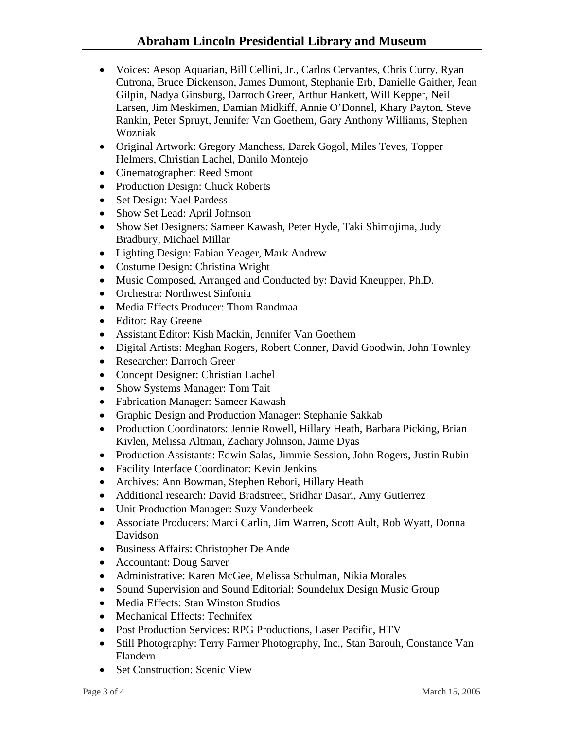- Voices: Aesop Aquarian, Bill Cellini, Jr., Carlos Cervantes, Chris Curry, Ryan Cutrona, Bruce Dickenson, James Dumont, Stephanie Erb, Danielle Gaither, Jean Gilpin, Nadya Ginsburg, Darroch Greer, Arthur Hankett, Will Kepper, Neil Larsen, Jim Meskimen, Damian Midkiff, Annie O'Donnel, Khary Payton, Steve Rankin, Peter Spruyt, Jennifer Van Goethem, Gary Anthony Williams, Stephen Wozniak
- Original Artwork: Gregory Manchess, Darek Gogol, Miles Teves, Topper Helmers, Christian Lachel, Danilo Montejo
- Cinematographer: Reed Smoot
- Production Design: Chuck Roberts
- Set Design: Yael Pardess
- Show Set Lead: April Johnson
- Show Set Designers: Sameer Kawash, Peter Hyde, Taki Shimojima, Judy Bradbury, Michael Millar
- Lighting Design: Fabian Yeager, Mark Andrew
- Costume Design: Christina Wright
- Music Composed, Arranged and Conducted by: David Kneupper, Ph.D.
- Orchestra: Northwest Sinfonia
- Media Effects Producer: Thom Randmaa
- Editor: Ray Greene
- Assistant Editor: Kish Mackin, Jennifer Van Goethem
- Digital Artists: Meghan Rogers, Robert Conner, David Goodwin, John Townley
- Researcher: Darroch Greer
- Concept Designer: Christian Lachel
- Show Systems Manager: Tom Tait
- Fabrication Manager: Sameer Kawash
- Graphic Design and Production Manager: Stephanie Sakkab
- Production Coordinators: Jennie Rowell, Hillary Heath, Barbara Picking, Brian Kivlen, Melissa Altman, Zachary Johnson, Jaime Dyas
- Production Assistants: Edwin Salas, Jimmie Session, John Rogers, Justin Rubin
- Facility Interface Coordinator: Kevin Jenkins
- Archives: Ann Bowman, Stephen Rebori, Hillary Heath
- Additional research: David Bradstreet, Sridhar Dasari, Amy Gutierrez
- Unit Production Manager: Suzy Vanderbeek
- Associate Producers: Marci Carlin, Jim Warren, Scott Ault, Rob Wyatt, Donna Davidson
- Business Affairs: Christopher De Ande
- Accountant: Doug Sarver
- Administrative: Karen McGee, Melissa Schulman, Nikia Morales
- Sound Supervision and Sound Editorial: Soundelux Design Music Group
- Media Effects: Stan Winston Studios
- Mechanical Effects: Technifex
- Post Production Services: RPG Productions, Laser Pacific, HTV
- Still Photography: Terry Farmer Photography, Inc., Stan Barouh, Constance Van Flandern
- Set Construction: Scenic View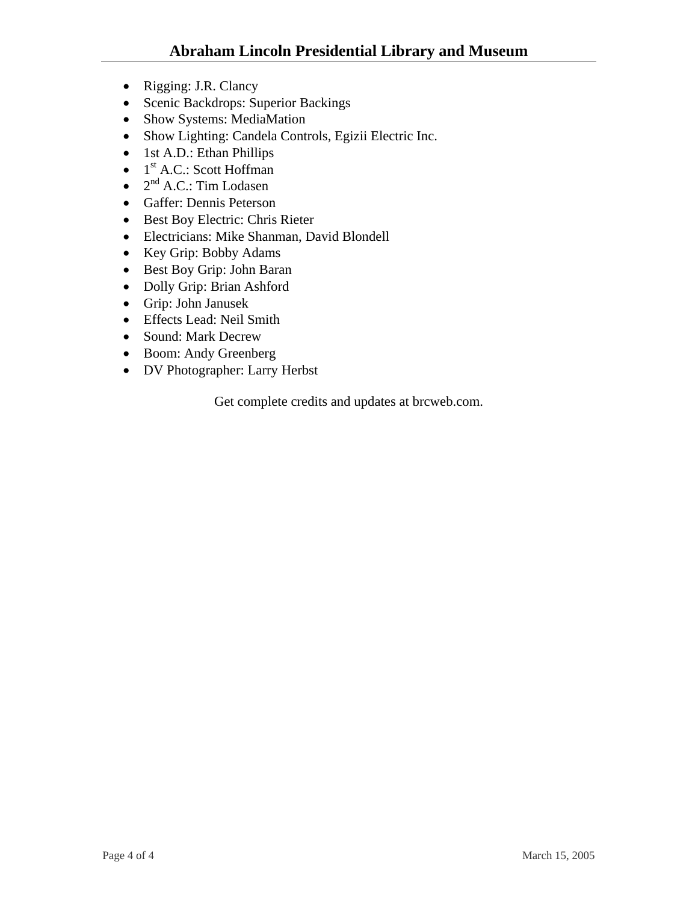- Rigging: J.R. Clancy
- Scenic Backdrops: Superior Backings
- Show Systems: MediaMation
- Show Lighting: Candela Controls, Egizii Electric Inc.
- 1st A.D.: Ethan Phillips
- 1st A.C.: Scott Hoffman
- 2nd A.C.: Tim Lodasen
- Gaffer: Dennis Peterson
- Best Boy Electric: Chris Rieter
- Electricians: Mike Shanman, David Blondell
- Key Grip: Bobby Adams
- Best Boy Grip: John Baran
- Dolly Grip: Brian Ashford
- Grip: John Janusek
- Effects Lead: Neil Smith
- Sound: Mark Decrew
- Boom: Andy Greenberg
- DV Photographer: Larry Herbst

Get complete credits and updates at brcweb.com.